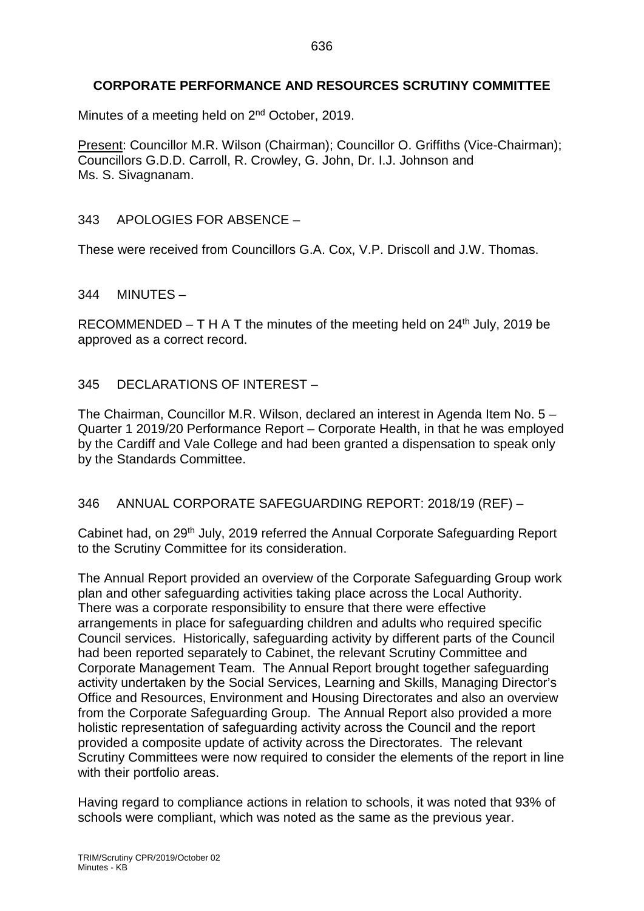# CORPORATE PERFORMANCE AND RESOURCES SCRUTINY COMMITTEE

Minutes of a meeting held on 2nd October, 2019.

Present: Councillor M.R. Wilson (Chairman); Councillor O. Griffiths (Vice-Chairman); Councillors G.D.D. Carroll, R. Crowley, G. John, Dr. I.J. Johnson and Ms. S. Sivagnanam.

## 343 APOLOGIES FOR ABSENCE –

These were received from Councillors G.A. Cox, V.P. Driscoll and J.W. Thomas.

## 344 MINUTES –

RECOMMENDED – T H A T the minutes of the meeting held on 24th July, 2019 be approved as a correct record.

## 345 DECLARATIONS OF INTEREST –

The Chairman, Councillor M.R. Wilson, declared an interest in Agenda Item No. 5 – Quarter 1 2019/20 Performance Report – Corporate Health, in that he was employed by the Cardiff and Vale College and had been granted a dispensation to speak only by the Standards Committee.

## 346 ANNUAL CORPORATE SAFEGUARDING REPORT: 2018/19 (REF) –

Cabinet had, on 29th July, 2019 referred the Annual Corporate Safeguarding Report to the Scrutiny Committee for its consideration.

The Annual Report provided an overview of the Corporate Safeguarding Group work plan and other safeguarding activities taking place across the Local Authority. There was a corporate responsibility to ensure that there were effective arrangements in place for safeguarding children and adults who required specific Council services. Historically, safeguarding activity by different parts of the Council had been reported separately to Cabinet, the relevant Scrutiny Committee and Corporate Management Team. The Annual Report brought together safeguarding activity undertaken by the Social Services, Learning and Skills, Managing Director's Office and Resources, Environment and Housing Directorates and also an overview from the Corporate Safeguarding Group. The Annual Report also provided a more holistic representation of safeguarding activity across the Council and the report provided a composite update of activity across the Directorates. The relevant Scrutiny Committees were now required to consider the elements of the report in line with their portfolio areas.

Having regard to compliance actions in relation to schools, it was noted that 93% of schools were compliant, which was noted as the same as the previous year.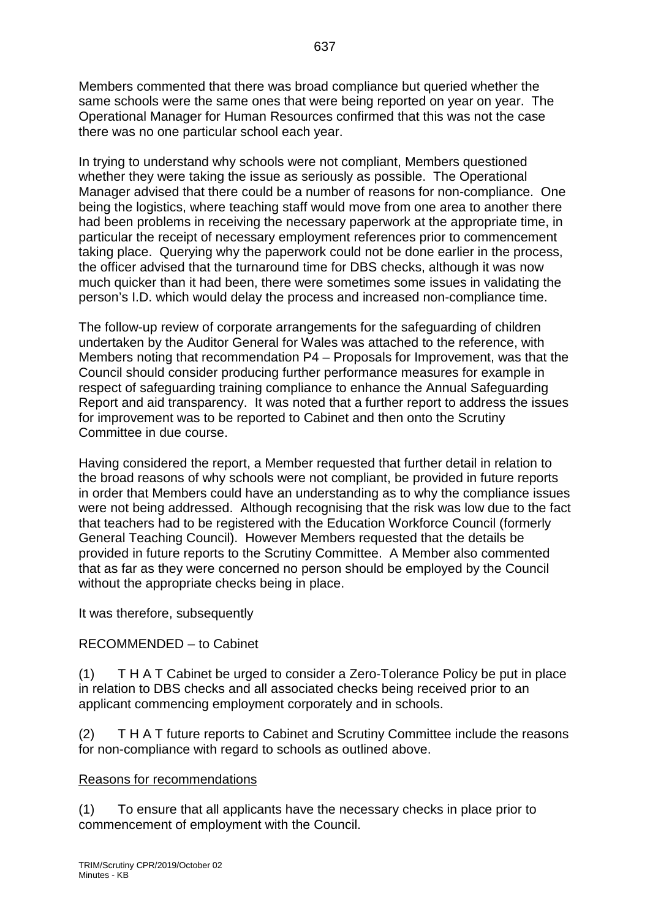Members commented that there was broad compliance but queried whether the same schools were the same ones that were being reported on year on year. The Operational Manager for Human Resources confirmed that this was not the case there was no one particular school each year.

In trying to understand why schools were not compliant, Members questioned whether they were taking the issue as seriously as possible. The Operational Manager advised that there could be a number of reasons for non-compliance. One being the logistics, where teaching staff would move from one area to another there had been problems in receiving the necessary paperwork at the appropriate time, in particular the receipt of necessary employment references prior to commencement taking place. Querying why the paperwork could not be done earlier in the process, the officer advised that the turnaround time for DBS checks, although it was now much quicker than it had been, there were sometimes some issues in validating the person's I.D. which would delay the process and increased non-compliance time.

The follow-up review of corporate arrangements for the safeguarding of children undertaken by the Auditor General for Wales was attached to the reference, with Members noting that recommendation P4 – Proposals for Improvement, was that the Council should consider producing further performance measures for example in respect of safeguarding training compliance to enhance the Annual Safeguarding Report and aid transparency. It was noted that a further report to address the issues for improvement was to be reported to Cabinet and then onto the Scrutiny Committee in due course.

Having considered the report, a Member requested that further detail in relation to the broad reasons of why schools were not compliant, be provided in future reports in order that Members could have an understanding as to why the compliance issues were not being addressed. Although recognising that the risk was low due to the fact that teachers had to be registered with the Education Workforce Council (formerly General Teaching Council). However Members requested that the details be provided in future reports to the Scrutiny Committee. A Member also commented that as far as they were concerned no person should be employed by the Council without the appropriate checks being in place.

It was therefore, subsequently

RECOMMENDED – to Cabinet

(1) T H A T Cabinet be urged to consider a Zero-Tolerance Policy be put in place in relation to DBS checks and all associated checks being received prior to an applicant commencing employment corporately and in schools.

(2) T H A T future reports to Cabinet and Scrutiny Committee include the reasons for non-compliance with regard to schools as outlined above.

Reasons for recommendations

(1) To ensure that all applicants have the necessary checks in place prior to commencement of employment with the Council.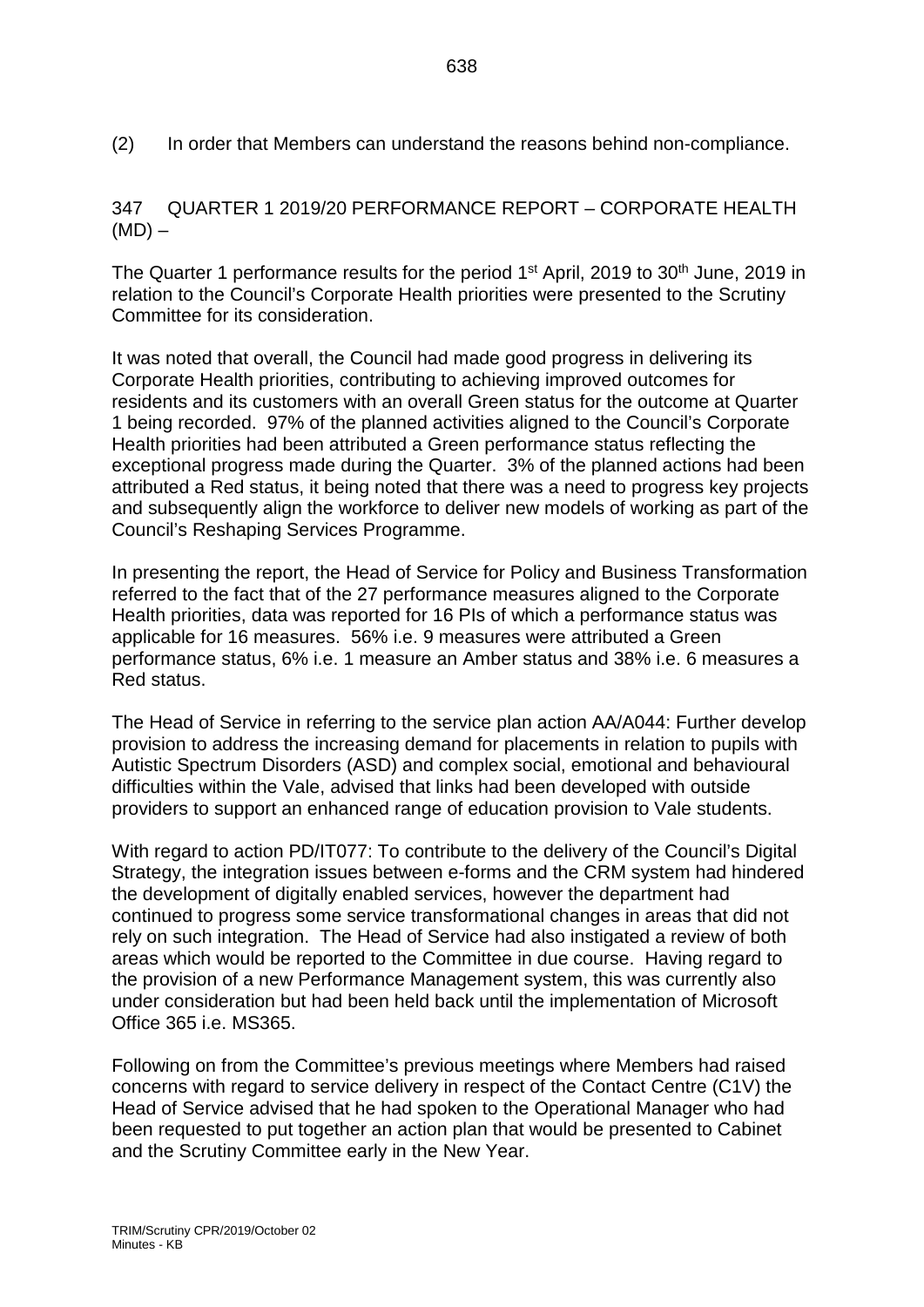(2) In order that Members can understand the reasons behind non-compliance.

347 QUARTER 1 2019/20 PERFORMANCE REPORT – CORPORATE HEALTH (MD) –

The Quarter 1 performance results for the period 1st April, 2019 to 30th June, 2019 in relation to the Council's Corporate Health priorities were presented to the Scrutiny Committee for its consideration.

It was noted that overall, the Council had made good progress in delivering its Corporate Health priorities, contributing to achieving improved outcomes for residents and its customers with an overall Green status for the outcome at Quarter 1 being recorded. 97% of the planned activities aligned to the Council's Corporate Health priorities had been attributed a Green performance status reflecting the exceptional progress made during the Quarter. 3% of the planned actions had been attributed a Red status, it being noted that there was a need to progress key projects and subsequently align the workforce to deliver new models of working as part of the Council's Reshaping Services Programme.

In presenting the report, the Head of Service for Policy and Business Transformation referred to the fact that of the 27 performance measures aligned to the Corporate Health priorities, data was reported for 16 PIs of which a performance status was applicable for 16 measures. 56% i.e. 9 measures were attributed a Green performance status, 6% i.e. 1 measure an Amber status and 38% i.e. 6 measures a Red status.

The Head of Service in referring to the service plan action AA/A044: Further develop provision to address the increasing demand for placements in relation to pupils with Autistic Spectrum Disorders (ASD) and complex social, emotional and behavioural difficulties within the Vale, advised that links had been developed with outside providers to support an enhanced range of education provision to Vale students.

With regard to action PD/IT077: To contribute to the delivery of the Council's Digital Strategy, the integration issues between e-forms and the CRM system had hindered the development of digitally enabled services, however the department had continued to progress some service transformational changes in areas that did not rely on such integration. The Head of Service had also instigated a review of both areas which would be reported to the Committee in due course. Having regard to the provision of a new Performance Management system, this was currently also under consideration but had been held back until the implementation of Microsoft Office 365 i.e. MS365.

Following on from the Committee's previous meetings where Members had raised concerns with regard to service delivery in respect of the Contact Centre (C1V) the Head of Service advised that he had spoken to the Operational Manager who had been requested to put together an action plan that would be presented to Cabinet and the Scrutiny Committee early in the New Year.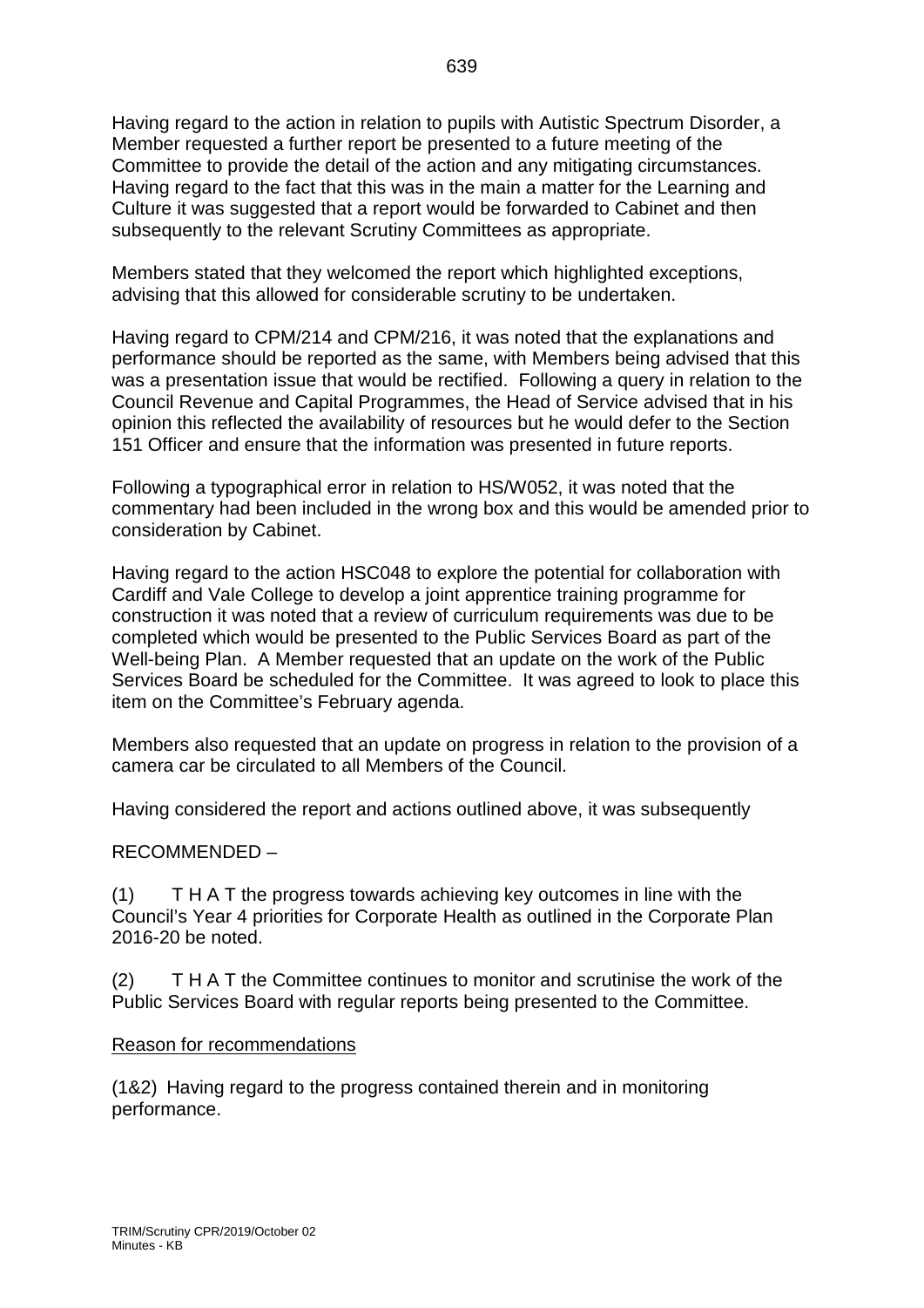Having regard to the action in relation to pupils with Autistic Spectrum Disorder, a Member requested a further report be presented to a future meeting of the Committee to provide the detail of the action and any mitigating circumstances. Having regard to the fact that this was in the main a matter for the Learning and Culture it was suggested that a report would be forwarded to Cabinet and then subsequently to the relevant Scrutiny Committees as appropriate.

Members stated that they welcomed the report which highlighted exceptions, advising that this allowed for considerable scrutiny to be undertaken.

Having regard to CPM/214 and CPM/216, it was noted that the explanations and performance should be reported as the same, with Members being advised that this was a presentation issue that would be rectified. Following a query in relation to the Council Revenue and Capital Programmes, the Head of Service advised that in his opinion this reflected the availability of resources but he would defer to the Section 151 Officer and ensure that the information was presented in future reports.

Following a typographical error in relation to HS/W052, it was noted that the commentary had been included in the wrong box and this would be amended prior to consideration by Cabinet.

Having regard to the action HSC048 to explore the potential for collaboration with Cardiff and Vale College to develop a joint apprentice training programme for construction it was noted that a review of curriculum requirements was due to be completed which would be presented to the Public Services Board as part of the Well-being Plan. A Member requested that an update on the work of the Public Services Board be scheduled for the Committee. It was agreed to look to place this item on the Committee's February agenda.

Members also requested that an update on progress in relation to the provision of a camera car be circulated to all Members of the Council.

Having considered the report and actions outlined above, it was subsequently

RECOMMENDED –

(1) T H A T the progress towards achieving key outcomes in line with the Council's Year 4 priorities for Corporate Health as outlined in the Corporate Plan 2016-20 be noted.

(2) T H A T the Committee continues to monitor and scrutinise the work of the Public Services Board with regular reports being presented to the Committee.

Reason for recommendations

(1&2) Having regard to the progress contained therein and in monitoring performance.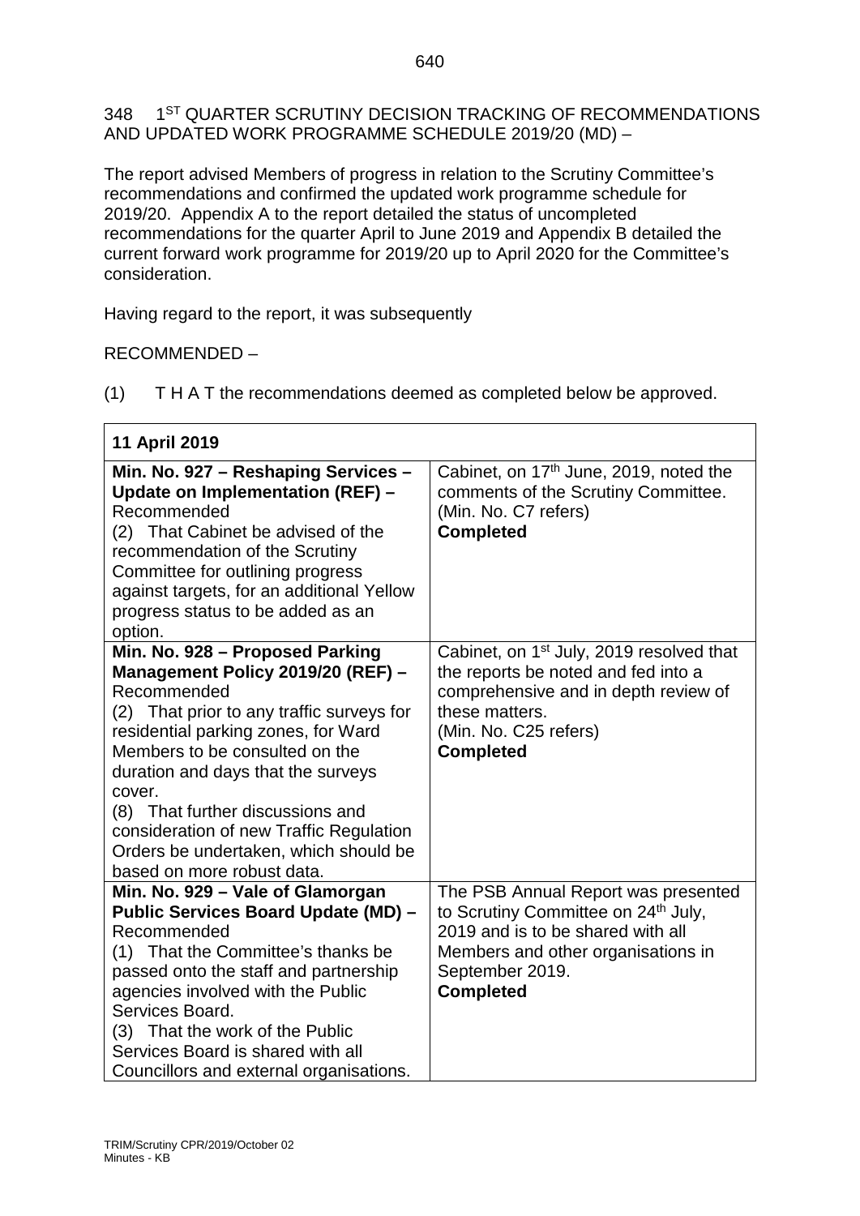348 1[ST] QUARTER SCRUTINY DECISION TRACKING OF RECOMMENDATIONS AND UPDATED WORK PROGRAMME SCHEDULE 2019/20 (MD) –

The report advised Members of progress in relation to the Scrutiny Committee's recommendations and confirmed the updated work programme schedule for 2019/20. Appendix A to the report detailed the status of uncompleted recommendations for the quarter April to June 2019 and Appendix B detailed the current forward work programme for 2019/20 up to April 2020 for the Committee's consideration.

Having regard to the report, it was subsequently

RECOMMENDED –

(1) T H A T the recommendations deemed as completed below be approved.

| **11 April 2019** | |
|---|---|
| **Min. No. 927 – Reshaping Services – Update on Implementation (REF) –** Recommended<br>(2) That Cabinet be advised of the recommendation of the Scrutiny Committee for outlining progress against targets, for an additional Yellow progress status to be added as an option. | Cabinet, on 17th June, 2019, noted the comments of the Scrutiny Committee. (Min. No. C7 refers)<br>**Completed** |
| **Min. No. 928 – Proposed Parking Management Policy 2019/20 (REF) –** Recommended<br>(2) That prior to any traffic surveys for residential parking zones, for Ward Members to be consulted on the duration and days that the surveys cover.<br>(8) That further discussions and consideration of new Traffic Regulation Orders be undertaken, which should be based on more robust data. | Cabinet, on 1st July, 2019 resolved that the reports be noted and fed into a comprehensive and in depth review of these matters.<br>(Min. No. C25 refers)<br>**Completed** |
| **Min. No. 929 – Vale of Glamorgan Public Services Board Update (MD) –** Recommended<br>(1) That the Committee's thanks be passed onto the staff and partnership agencies involved with the Public Services Board.<br>(3) That the work of the Public Services Board is shared with all Councillors and external organisations. | The PSB Annual Report was presented to Scrutiny Committee on 24th July, 2019 and is to be shared with all Members and other organisations in September 2019.<br>**Completed** |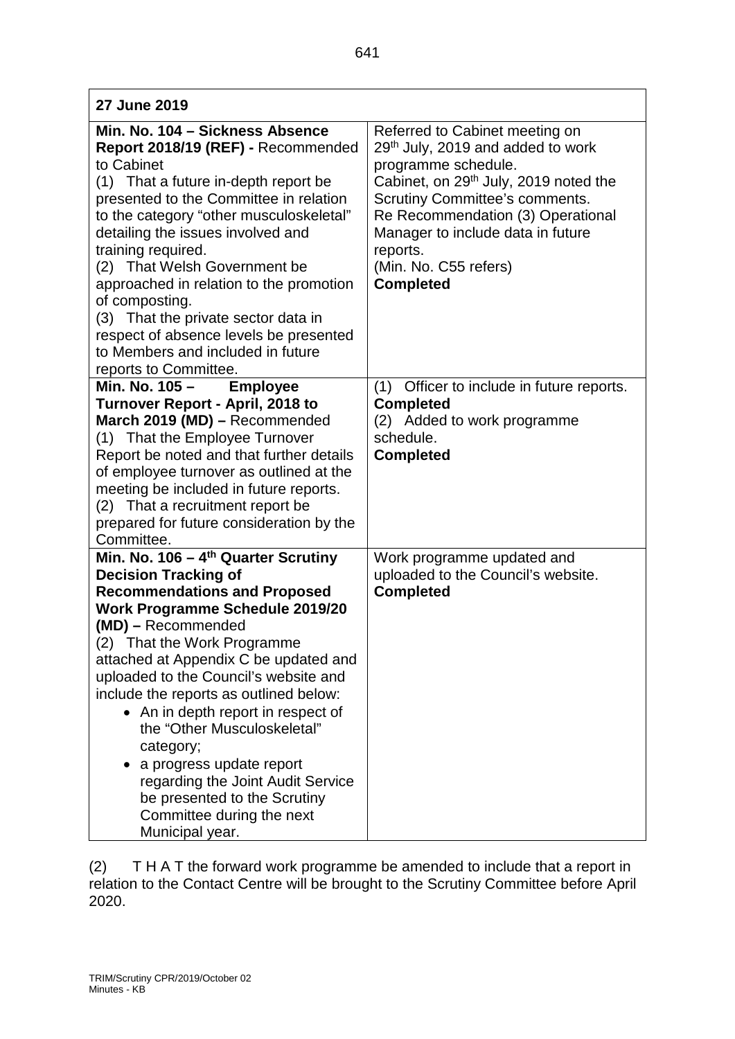| **27 June 2019** | |
|---|---|
| **Min. No. 104 – Sickness Absence Report 2018/19 (REF) -** Recommended to Cabinet<br>(1) That a future in-depth report be presented to the Committee in relation to the category “other musculoskeletal” detailing the issues involved and training required.<br>(2) That Welsh Government be approached in relation to the promotion of composting.<br>(3) That the private sector data in respect of absence levels be presented to Members and included in future reports to Committee. | Referred to Cabinet meeting on 29th July, 2019 and added to work programme schedule.<br>Cabinet, on 29th July, 2019 noted the Scrutiny Committee’s comments.<br>Re Recommendation (3) Operational Manager to include data in future reports.<br>(Min. No. C55 refers)<br>**Completed** |
| **Min. No. 105 – Employee Turnover Report - April, 2018 to March 2019 (MD) –** Recommended<br>(1) That the Employee Turnover Report be noted and that further details of employee turnover as outlined at the meeting be included in future reports.<br>(2) That a recruitment report be prepared for future consideration by the Committee. | (1) Officer to include in future reports.<br>**Completed**<br>(2) Added to work programme schedule.<br>**Completed** |
| **Min. No. 106 – 4th Quarter Scrutiny Decision Tracking of Recommendations and Proposed Work Programme Schedule 2019/20 (MD) –** Recommended<br>(2) That the Work Programme attached at Appendix C be updated and uploaded to the Council’s website and include the reports as outlined below:<br>• An in depth report in respect of the “Other Musculoskeletal” category;<br>• a progress update report regarding the Joint Audit Service be presented to the Scrutiny Committee during the next Municipal year. | Work programme updated and uploaded to the Council’s website.<br>**Completed** |

(2) T H A T the forward work programme be amended to include that a report in relation to the Contact Centre will be brought to the Scrutiny Committee before April 2020.

TRIM/Scrutiny CPR/2019/October 02
Minutes - KB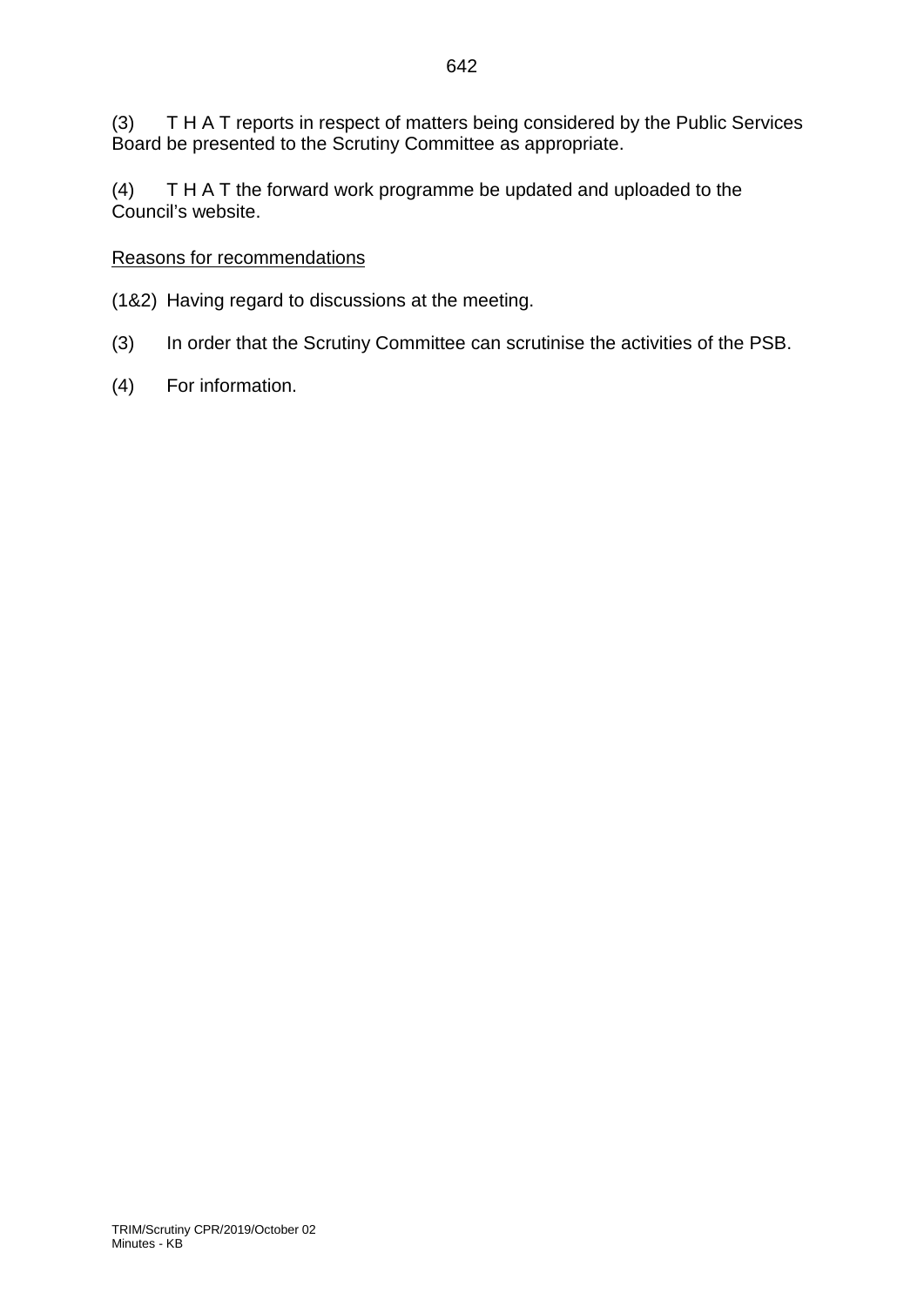(3) T H A T reports in respect of matters being considered by the Public Services Board be presented to the Scrutiny Committee as appropriate.

(4) T H A T the forward work programme be updated and uploaded to the Council's website.

<u>Reasons for recommendations</u>

(1&2) Having regard to discussions at the meeting.

(3) In order that the Scrutiny Committee can scrutinise the activities of the PSB.

(4) For information.